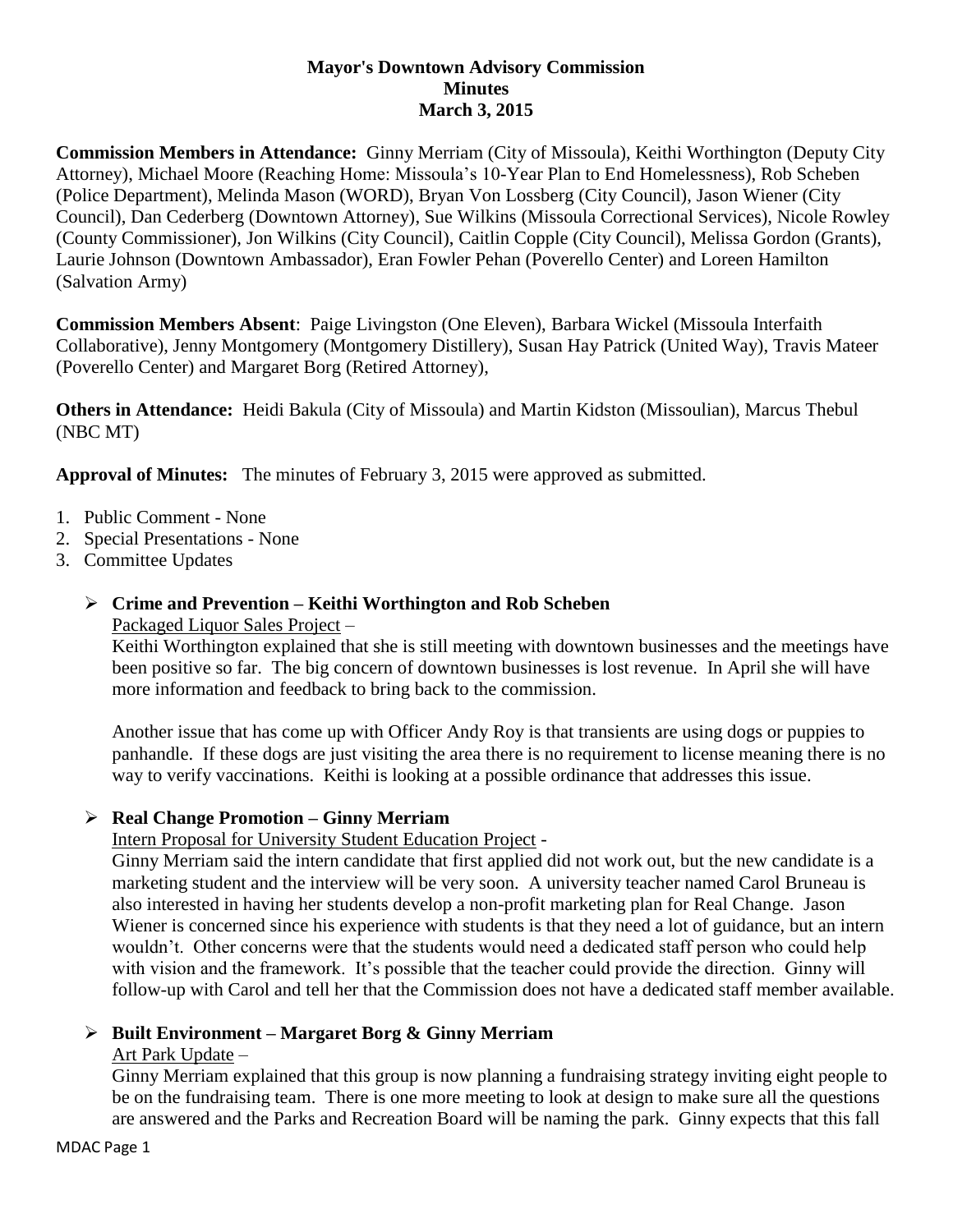**Mayor's Downtown Advisory Commission**
**Minutes**
**March 3, 2015**

**Commission Members in Attendance:** Ginny Merriam (City of Missoula), Keithi Worthington (Deputy City Attorney), Michael Moore (Reaching Home: Missoula's 10-Year Plan to End Homelessness), Rob Scheben (Police Department), Melinda Mason (WORD), Bryan Von Lossberg (City Council), Jason Wiener (City Council), Dan Cederberg (Downtown Attorney), Sue Wilkins (Missoula Correctional Services), Nicole Rowley (County Commissioner), Jon Wilkins (City Council), Caitlin Copple (City Council), Melissa Gordon (Grants), Laurie Johnson (Downtown Ambassador), Eran Fowler Pehan (Poverello Center) and Loreen Hamilton (Salvation Army)

**Commission Members Absent**: Paige Livingston (One Eleven), Barbara Wickel (Missoula Interfaith Collaborative), Jenny Montgomery (Montgomery Distillery), Susan Hay Patrick (United Way), Travis Mateer (Poverello Center) and Margaret Borg (Retired Attorney),

**Others in Attendance:** Heidi Bakula (City of Missoula) and Martin Kidston (Missoulian), Marcus Thebul (NBC MT)

**Approval of Minutes:** The minutes of February 3, 2015 were approved as submitted.

1. Public Comment - None
2. Special Presentations - None
3. Committee Updates

- **Crime and Prevention – Keithi Worthington and Rob Scheben**

  Packaged Liquor Sales Project –

  Keithi Worthington explained that she is still meeting with downtown businesses and the meetings have been positive so far. The big concern of downtown businesses is lost revenue. In April she will have more information and feedback to bring back to the commission.

  Another issue that has come up with Officer Andy Roy is that transients are using dogs or puppies to panhandle. If these dogs are just visiting the area there is no requirement to license meaning there is no way to verify vaccinations. Keithi is looking at a possible ordinance that addresses this issue.

- **Real Change Promotion – Ginny Merriam**

  Intern Proposal for University Student Education Project -

  Ginny Merriam said the intern candidate that first applied did not work out, but the new candidate is a marketing student and the interview will be very soon. A university teacher named Carol Bruneau is also interested in having her students develop a non-profit marketing plan for Real Change. Jason Wiener is concerned since his experience with students is that they need a lot of guidance, but an intern wouldn't. Other concerns were that the students would need a dedicated staff person who could help with vision and the framework. It's possible that the teacher could provide the direction. Ginny will follow-up with Carol and tell her that the Commission does not have a dedicated staff member available.

- **Built Environment – Margaret Borg & Ginny Merriam**

  Art Park Update –

  Ginny Merriam explained that this group is now planning a fundraising strategy inviting eight people to be on the fundraising team. There is one more meeting to look at design to make sure all the questions are answered and the Parks and Recreation Board will be naming the park. Ginny expects that this fall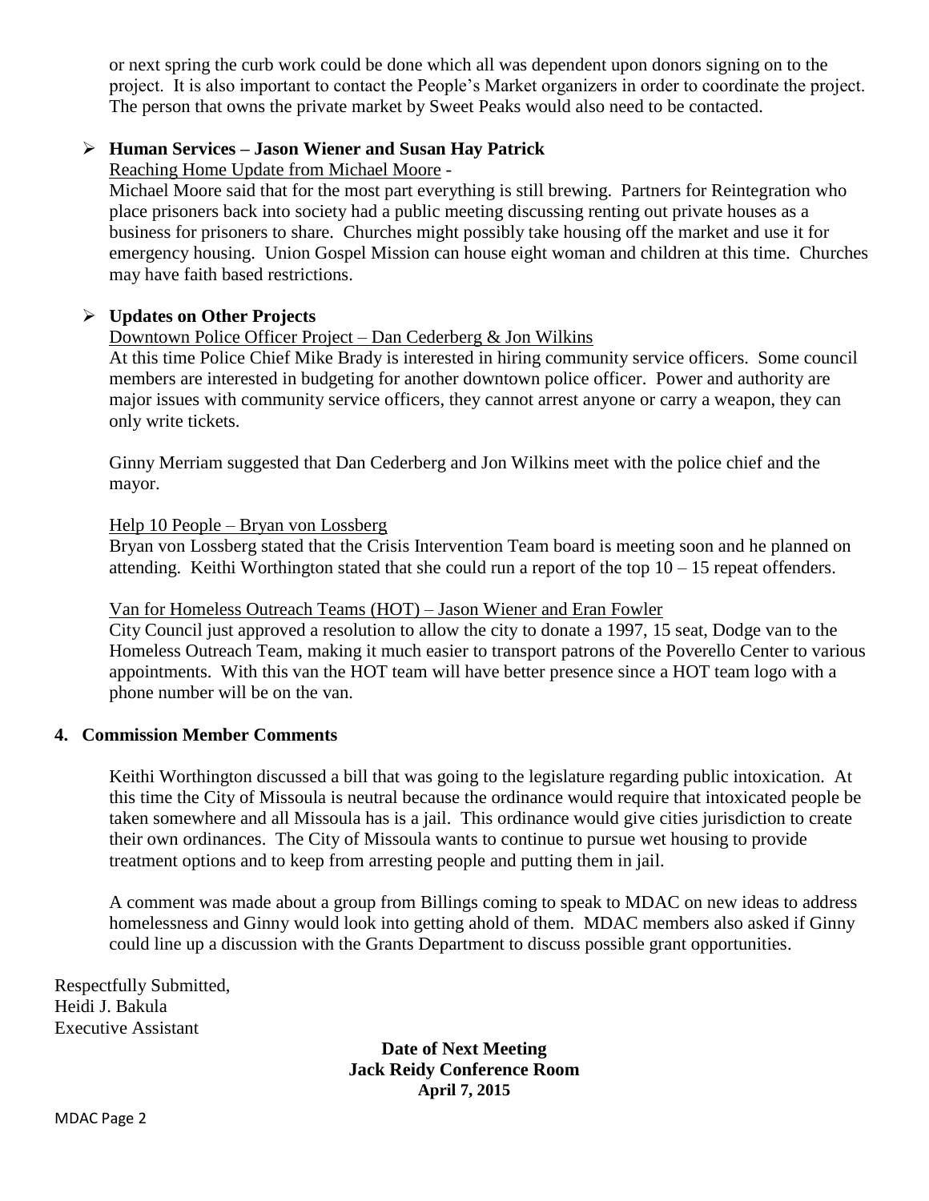or next spring the curb work could be done which all was dependent upon donors signing on to the project. It is also important to contact the People's Market organizers in order to coordinate the project. The person that owns the private market by Sweet Peaks would also need to be contacted.

- **Human Services – Jason Wiener and Susan Hay Patrick**

  Reaching Home Update from Michael Moore -

  Michael Moore said that for the most part everything is still brewing. Partners for Reintegration who place prisoners back into society had a public meeting discussing renting out private houses as a business for prisoners to share. Churches might possibly take housing off the market and use it for emergency housing. Union Gospel Mission can house eight woman and children at this time. Churches may have faith based restrictions.

- **Updates on Other Projects**

  Downtown Police Officer Project – Dan Cederberg & Jon Wilkins

  At this time Police Chief Mike Brady is interested in hiring community service officers. Some council members are interested in budgeting for another downtown police officer. Power and authority are major issues with community service officers, they cannot arrest anyone or carry a weapon, they can only write tickets.

  Ginny Merriam suggested that Dan Cederberg and Jon Wilkins meet with the police chief and the mayor.

  Help 10 People – Bryan von Lossberg

  Bryan von Lossberg stated that the Crisis Intervention Team board is meeting soon and he planned on attending. Keithi Worthington stated that she could run a report of the top 10 – 15 repeat offenders.

  Van for Homeless Outreach Teams (HOT) – Jason Wiener and Eran Fowler

  City Council just approved a resolution to allow the city to donate a 1997, 15 seat, Dodge van to the Homeless Outreach Team, making it much easier to transport patrons of the Poverello Center to various appointments. With this van the HOT team will have better presence since a HOT team logo with a phone number will be on the van.

**4. Commission Member Comments**

Keithi Worthington discussed a bill that was going to the legislature regarding public intoxication. At this time the City of Missoula is neutral because the ordinance would require that intoxicated people be taken somewhere and all Missoula has is a jail. This ordinance would give cities jurisdiction to create their own ordinances. The City of Missoula wants to continue to pursue wet housing to provide treatment options and to keep from arresting people and putting them in jail.

A comment was made about a group from Billings coming to speak to MDAC on new ideas to address homelessness and Ginny would look into getting ahold of them. MDAC members also asked if Ginny could line up a discussion with the Grants Department to discuss possible grant opportunities.

Respectfully Submitted,
Heidi J. Bakula
Executive Assistant

**Date of Next Meeting**
**Jack Reidy Conference Room**
**April 7, 2015**